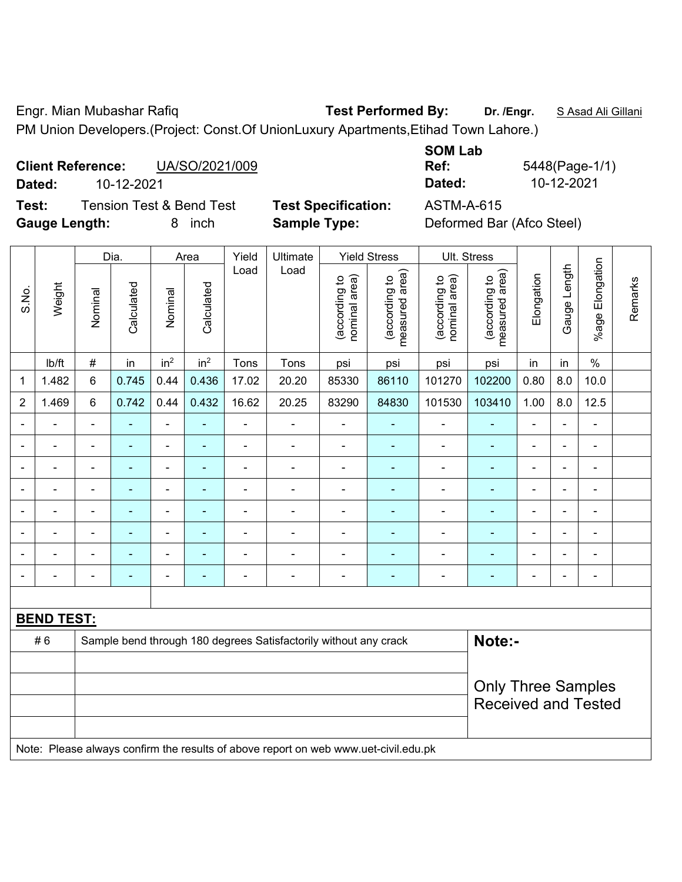Engr. Mian Mubashar Rafiq **Test Performed By:** **Dr. /Engr.** S Asad Ali Gillani

PM Union Developers.(Project: Const.Of UnionLuxury Apartments,Etihad Town Lahore.)

**Client Reference:** UA/SO/2021/009 **SOM Lab Ref:** 5448(Page-1/1)

**Dated:** 10-12-2021 **Dated:** 10-12-2021

**Test:** Tension Test & Bend Test **Test Specification:** ASTM-A-615

**Gauge Length:** 8 inch **Sample Type:** Deformed Bar (Afco Steel)

| S.No. | Weight | Dia. | | Area | | Yield Load | Ultimate Load | Yield Stress | | Ult. Stress | | Elongation | Gauge Length | %age Elongation | Remarks |
|---|---|---|---|---|---|---|---|---|---|---|---|---|---|---|---|
| | | Nominal | Calculated | Nominal | Calculated | | | (according to nominal area) | (according to measured area) | (according to nominal area) | (according to measured area) | | | | |
| | lb/ft | # | in | in² | in² | Tons | Tons | psi | psi | psi | psi | in | in | % | |
| 1 | 1.482 | 6 | 0.745 | 0.44 | 0.436 | 17.02 | 20.20 | 85330 | 86110 | 101270 | 102200 | 0.80 | 8.0 | 10.0 | |
| 2 | 1.469 | 6 | 0.742 | 0.44 | 0.432 | 16.62 | 20.25 | 83290 | 84830 | 101530 | 103410 | 1.00 | 8.0 | 12.5 | |
| - | - | - | - | - | - | - | - | - | - | - | - | - | - | - | |
| - | - | - | - | - | - | - | - | - | - | - | - | - | - | - | |
| - | - | - | - | - | - | - | - | - | - | - | - | - | - | - | |
| - | - | - | - | - | - | - | - | - | - | - | - | - | - | - | |
| - | - | - | - | - | - | - | - | - | - | - | - | - | - | - | |
| - | - | - | - | - | - | - | - | - | - | - | - | - | - | - | |
| - | - | - | - | - | - | - | - | - | - | - | - | - | - | - | |
| - | - | - | - | - | - | - | - | - | - | - | - | - | - | - | |

**BEND TEST:**

| | | |
|---|---|---|
| # 6 | Sample bend through 180 degrees Satisfactorily without any crack | **Note:-** |
| | | Only Three Samples Received and Tested |

Note: Please always confirm the results of above report on web www.uet-civil.edu.pk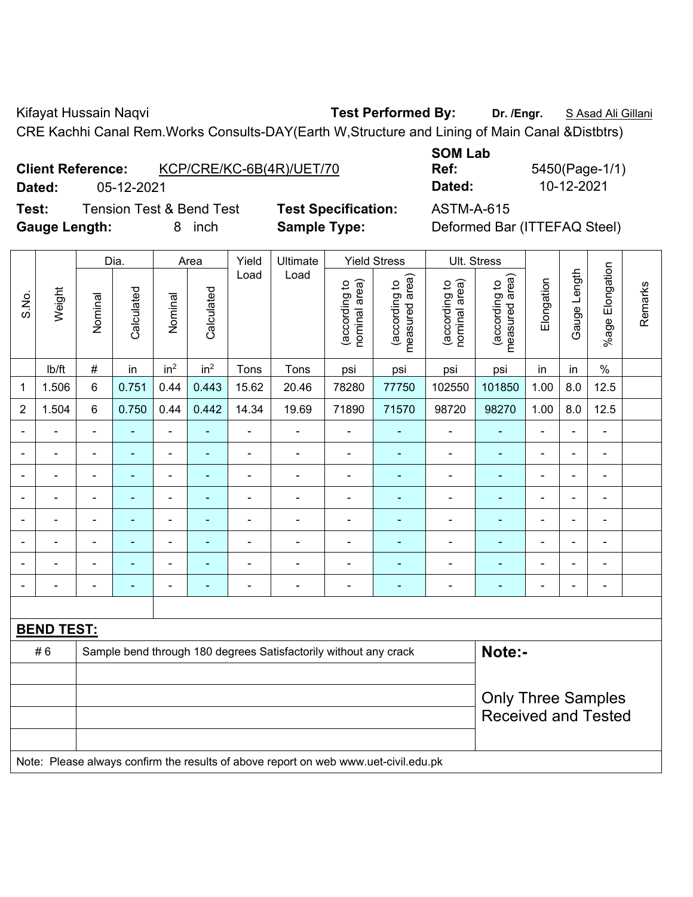Kifayat Hussain Naqvi **Test Performed By:** **Dr. /Engr.** S Asad Ali Gillani

CRE Kachhi Canal Rem.Works Consults-DAY(Earth W,Structure and Lining of Main Canal &Distbtrs)

**Client Reference:** KCP/CRE/KC-6B(4R)/UET/70 **SOM Lab Ref:** 5450(Page-1/1)

**Dated:** 05-12-2021 **Dated:** 10-12-2021

**Test:** Tension Test & Bend Test **Test Specification:** ASTM-A-615

**Gauge Length:** 8 inch **Sample Type:** Deformed Bar (ITTEFAQ Steel)

| S.No. | Weight | Dia. | | Area | | Yield Load | Ultimate Load | Yield Stress | | Ult. Stress | | Elongation | Gauge Length | %age Elongation | Remarks |
|---|---|---|---|---|---|---|---|---|---|---|---|---|---|---|---|
| | | Nominal | Calculated | Nominal | Calculated | | | (according to nominal area) | (according to measured area) | (according to nominal area) | (according to measured area) | | | | |
| | lb/ft | # | in | $in^2$ | $in^2$ | Tons | Tons | psi | psi | psi | psi | in | in | % | |
| 1 | 1.506 | 6 | 0.751 | 0.44 | 0.443 | 15.62 | 20.46 | 78280 | 77750 | 102550 | 101850 | 1.00 | 8.0 | 12.5 | |
| 2 | 1.504 | 6 | 0.750 | 0.44 | 0.442 | 14.34 | 19.69 | 71890 | 71570 | 98720 | 98270 | 1.00 | 8.0 | 12.5 | |
| - | - | - | - | - | - | - | - | - | - | - | - | - | - | - | |
| - | - | - | - | - | - | - | - | - | - | - | - | - | - | - | |
| - | - | - | - | - | - | - | - | - | - | - | - | - | - | - | |
| - | - | - | - | - | - | - | - | - | - | - | - | - | - | - | |
| - | - | - | - | - | - | - | - | - | - | - | - | - | - | - | |
| - | - | - | - | - | - | - | - | - | - | - | - | - | - | - | |
| - | - | - | - | - | - | - | - | - | - | - | - | - | - | - | |
| - | - | - | - | - | - | - | - | - | - | - | - | - | - | - | |

**BEND TEST:**

| | | |
|---|---|---|
| # 6 | Sample bend through 180 degrees Satisfactorily without any crack | **Note:-** |
| | | Only Three Samples Received and Tested |

Note: Please always confirm the results of above report on web www.uet-civil.edu.pk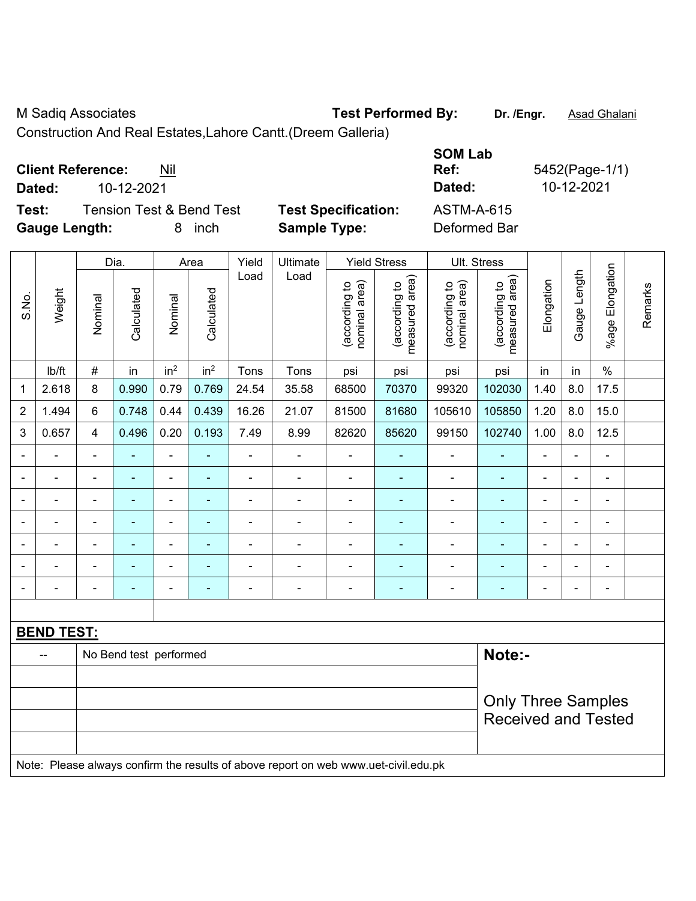M Sadiq Associates **Test Performed By:** **Dr. /Engr.** Asad Ghalani

Construction And Real Estates,Lahore Cantt.(Dreem Galleria)

**Client Reference:** Nil **SOM Lab Ref:** 5452(Page-1/1)

**Dated:** 10-12-2021 **Dated:** 10-12-2021

**Test:** Tension Test & Bend Test **Test Specification:** ASTM-A-615

**Gauge Length:** 8 inch **Sample Type:** Deformed Bar

| S.No. | Weight | Dia. | | Area | | Yield Load | Ultimate Load | Yield Stress | | Ult. Stress | | Elongation | Gauge Length | %age Elongation | Remarks |
|---|---|---|---|---|---|---|---|---|---|---|---|---|---|---|---|
| | | Nominal | Calculated | Nominal | Calculated | | | (according to nominal area) | (according to measured area) | (according to nominal area) | (according to measured area) | | | | |
| | lb/ft | # | in | $in^2$ | $in^2$ | Tons | Tons | psi | psi | psi | psi | in | in | % | |
| 1 | 2.618 | 8 | 0.990 | 0.79 | 0.769 | 24.54 | 35.58 | 68500 | 70370 | 99320 | 102030 | 1.40 | 8.0 | 17.5 | |
| 2 | 1.494 | 6 | 0.748 | 0.44 | 0.439 | 16.26 | 21.07 | 81500 | 81680 | 105610 | 105850 | 1.20 | 8.0 | 15.0 | |
| 3 | 0.657 | 4 | 0.496 | 0.20 | 0.193 | 7.49 | 8.99 | 82620 | 85620 | 99150 | 102740 | 1.00 | 8.0 | 12.5 | |
| - | - | - | - | - | - | - | - | - | - | - | - | - | - | - | |
| - | - | - | - | - | - | - | - | - | - | - | - | - | - | - | |
| - | - | - | - | - | - | - | - | - | - | - | - | - | - | - | |
| - | - | - | - | - | - | - | - | - | - | - | - | - | - | - | |
| - | - | - | - | - | - | - | - | - | - | - | - | - | - | - | |
| - | - | - | - | - | - | - | - | - | - | - | - | - | - | - | |
| - | - | - | - | - | - | - | - | - | - | - | - | - | - | - | |

**BEND TEST:**

| | | |
|---|---|---|
| -- | No Bend test performed | **Note:-** |
| | | Only Three Samples Received and Tested |

Note: Please always confirm the results of above report on web www.uet-civil.edu.pk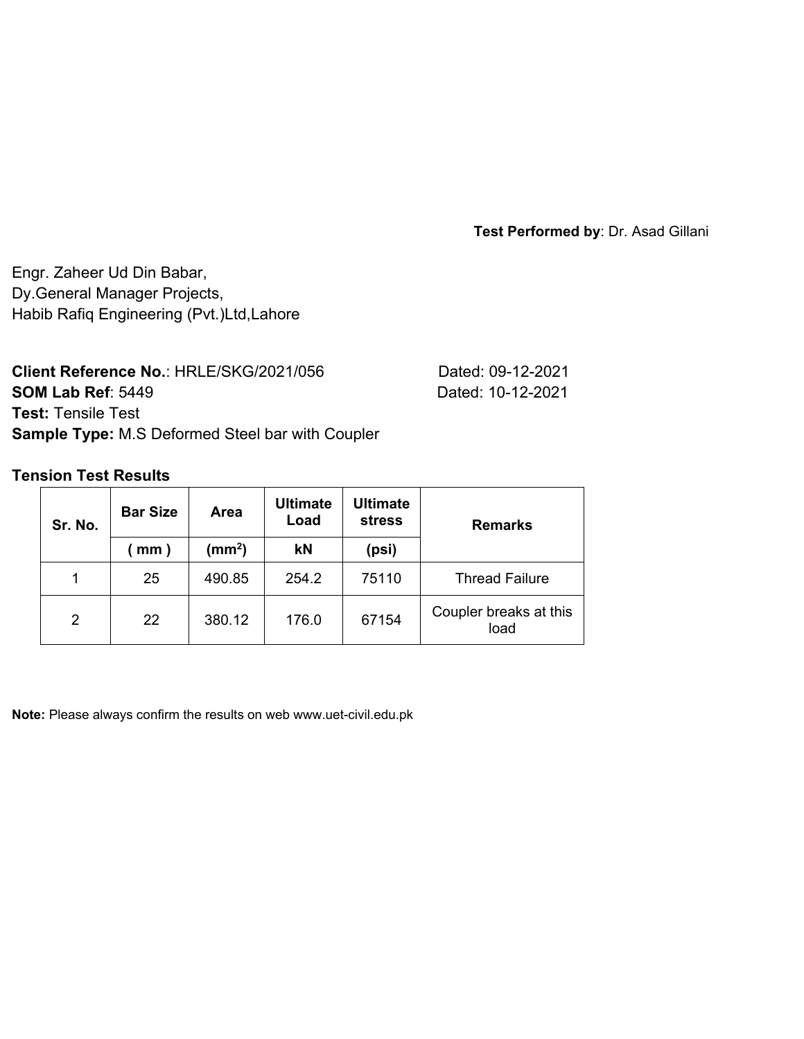**Test Performed by**: Dr. Asad Gillani

Engr. Zaheer Ud Din Babar,
Dy.General Manager Projects,
Habib Rafiq Engineering (Pvt.)Ltd,Lahore

**Client Reference No.**: HRLE/SKG/2021/056 Dated: 09-12-2021
**SOM Lab Ref**: 5449 Dated: 10-12-2021
**Test:** Tensile Test
**Sample Type:** M.S Deformed Steel bar with Coupler

**Tension Test Results**

| Sr. No. | Bar Size | Area | Ultimate Load | Ultimate stress | Remarks |
|---|---|---|---|---|---|
| | ( mm ) | ($mm^2$) | kN | (psi) | |
| 1 | 25 | 490.85 | 254.2 | 75110 | Thread Failure |
| 2 | 22 | 380.12 | 176.0 | 67154 | Coupler breaks at this load |

**Note:** Please always confirm the results on web www.uet-civil.edu.pk